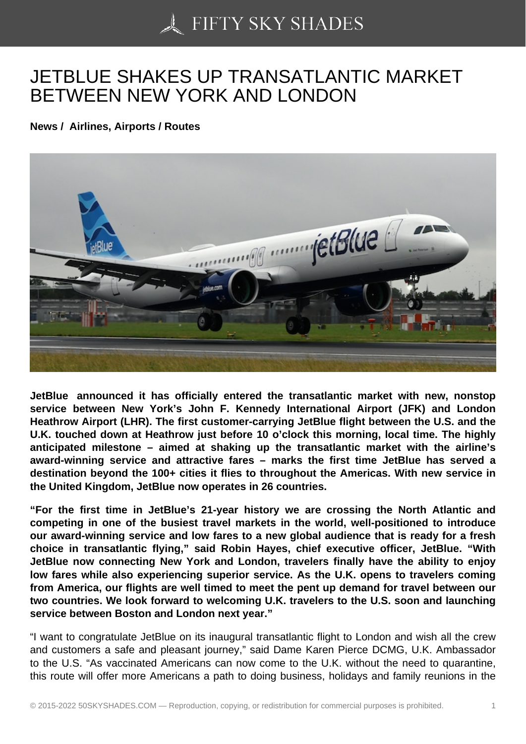# JETBLUE SHAKES UP TRANSATLANTIC MARKET BETWEEN NEW YORK AND LONDON

**News / Airlines, Airports / Routes**

**JetBlue announced it has officially entered the transatlantic market with new, nonstop service between New York's John F. Kennedy International Airport (JFK) and London Heathrow Airport (LHR). The first customer-carrying JetBlue flight between the U.S. and the U.K. touched down at Heathrow just before 10 o'clock this morning, local time. The highly anticipated milestone – aimed at shaking up the transatlantic market with the airline's award-winning service and attractive fares – marks the first time JetBlue has served a destination beyond the 100+ cities it flies to throughout the Americas. With new service in the United Kingdom, JetBlue now operates in 26 countries.**

**"For the first time in JetBlue's 21-year history we are crossing the North Atlantic and competing in one of the busiest travel markets in the world, well-positioned to introduce our award-winning service and low fares to a new global audience that is ready for a fresh choice in transatlantic flying," said Robin Hayes, chief executive officer, JetBlue. "With JetBlue now connecting New York and London, travelers finally have the ability to enjoy low fares while also experiencing superior service. As the U.K. opens to travelers coming from America, our flights are well timed to meet the pent up demand for travel between our two countries. We look forward to welcoming U.K. travelers to the U.S. soon and launching service between Boston and London next year."**

"I want to congratulate JetBlue on its inaugural transatlantic flight to London and wish all the crew and customers a safe and pleasant journey," said Dame Karen Pierce DCMG, U.K. Ambassador to the U.S. "As vaccinated Americans can now come to the U.K. without the need to quarantine, this route will offer more Americans a path to doing business, holidays and family reunions in the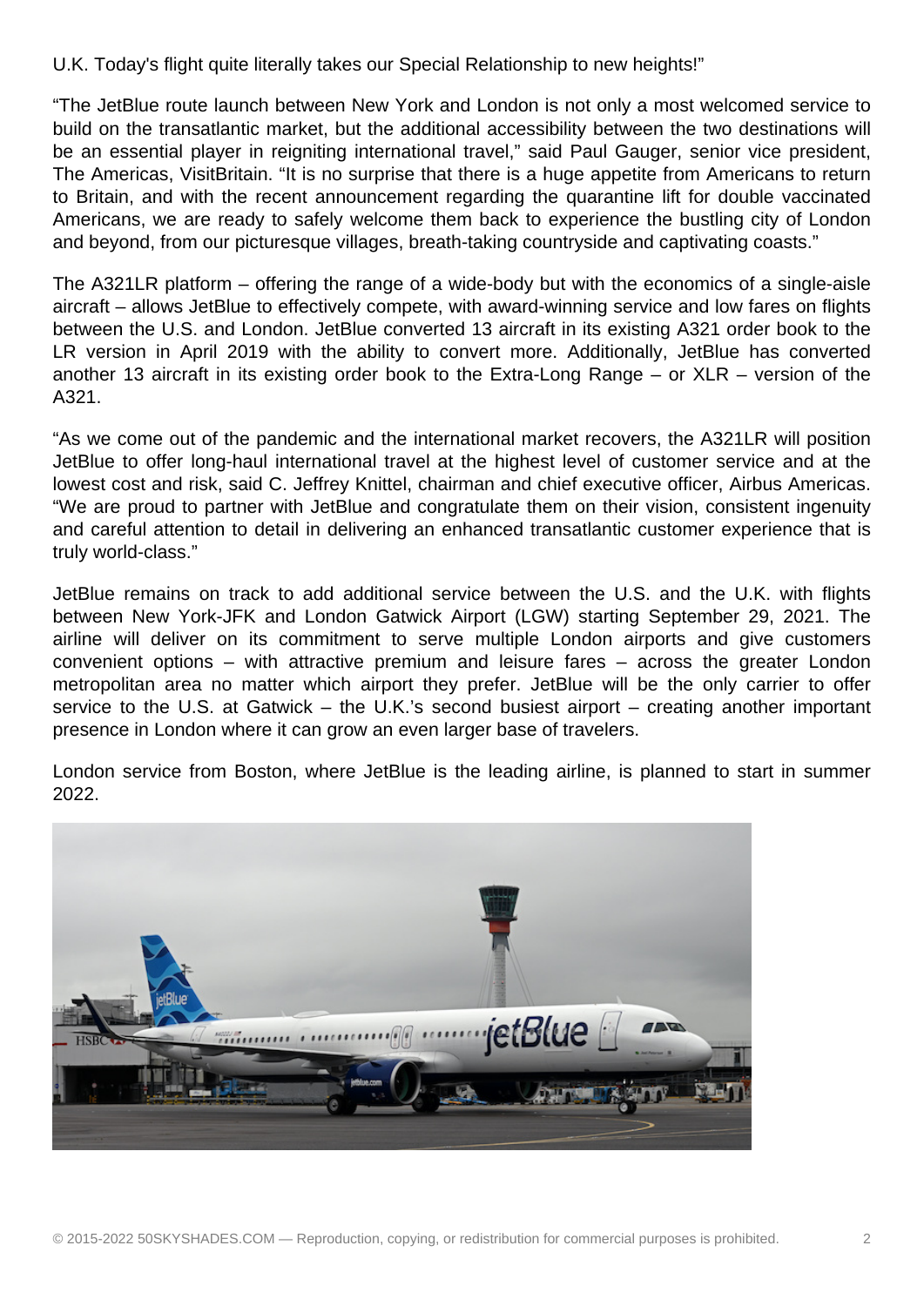U.K. Today's flight quite literally takes our Special Relationship to new heights!"

"The JetBlue route launch between New York and London is not only a most welcomed service to build on the transatlantic market, but the additional accessibility between the two destinations will be an essential player in reigniting international travel," said Paul Gauger, senior vice president, The Americas, VisitBritain. "It is no surprise that there is a huge appetite from Americans to return to Britain, and with the recent announcement regarding the quarantine lift for double vaccinated Americans, we are ready to safely welcome them back to experience the bustling city of London and beyond, from our picturesque villages, breath-taking countryside and captivating coasts."

The A321LR platform – offering the range of a wide-body but with the economics of a single-aisle aircraft – allows JetBlue to effectively compete, with award-winning service and low fares on flights between the U.S. and London. JetBlue converted 13 aircraft in its existing A321 order book to the LR version in April 2019 with the ability to convert more. Additionally, JetBlue has converted another 13 aircraft in its existing order book to the Extra-Long Range – or XLR – version of the A321.

"As we come out of the pandemic and the international market recovers, the A321LR will position JetBlue to offer long-haul international travel at the highest level of customer service and at the lowest cost and risk, said C. Jeffrey Knittel, chairman and chief executive officer, Airbus Americas. "We are proud to partner with JetBlue and congratulate them on their vision, consistent ingenuity and careful attention to detail in delivering an enhanced transatlantic customer experience that is truly world-class."

JetBlue remains on track to add additional service between the U.S. and the U.K. with flights between New York-JFK and London Gatwick Airport (LGW) starting September 29, 2021. The airline will deliver on its commitment to serve multiple London airports and give customers convenient options – with attractive premium and leisure fares – across the greater London metropolitan area no matter which airport they prefer. JetBlue will be the only carrier to offer service to the U.S. at Gatwick – the U.K.'s second busiest airport – creating another important presence in London where it can grow an even larger base of travelers.

London service from Boston, where JetBlue is the leading airline, is planned to start in summer 2022.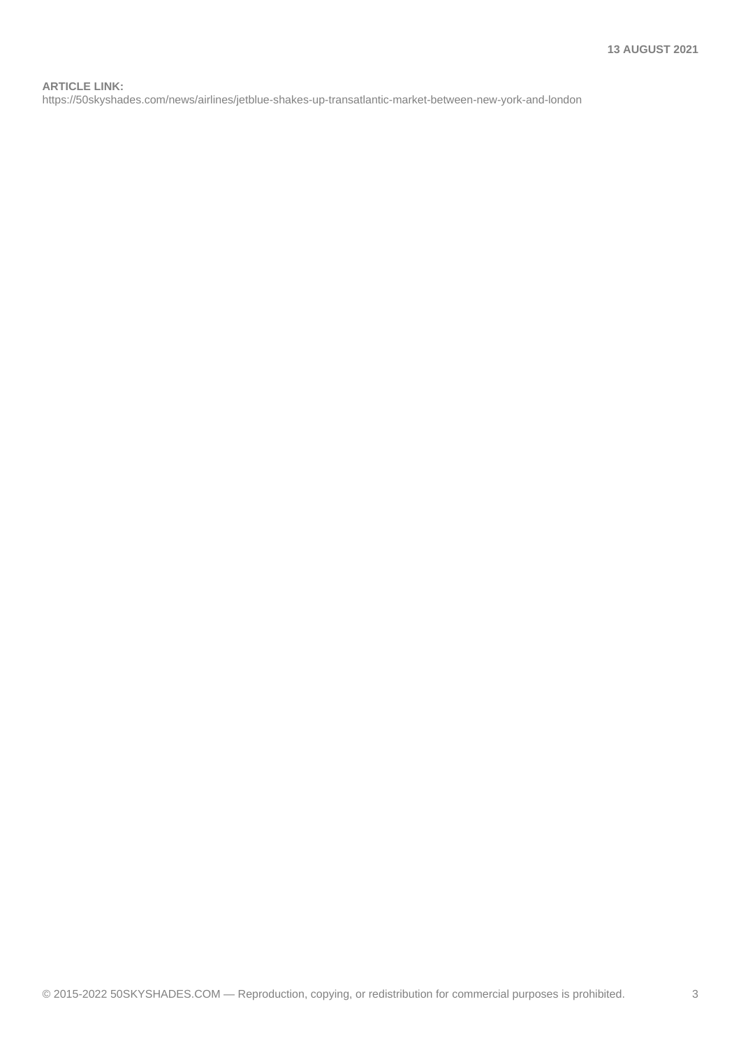**ARTICLE LINK:**
https://50skyshades.com/news/airlines/jetblue-shakes-up-transatlantic-market-between-new-york-and-london